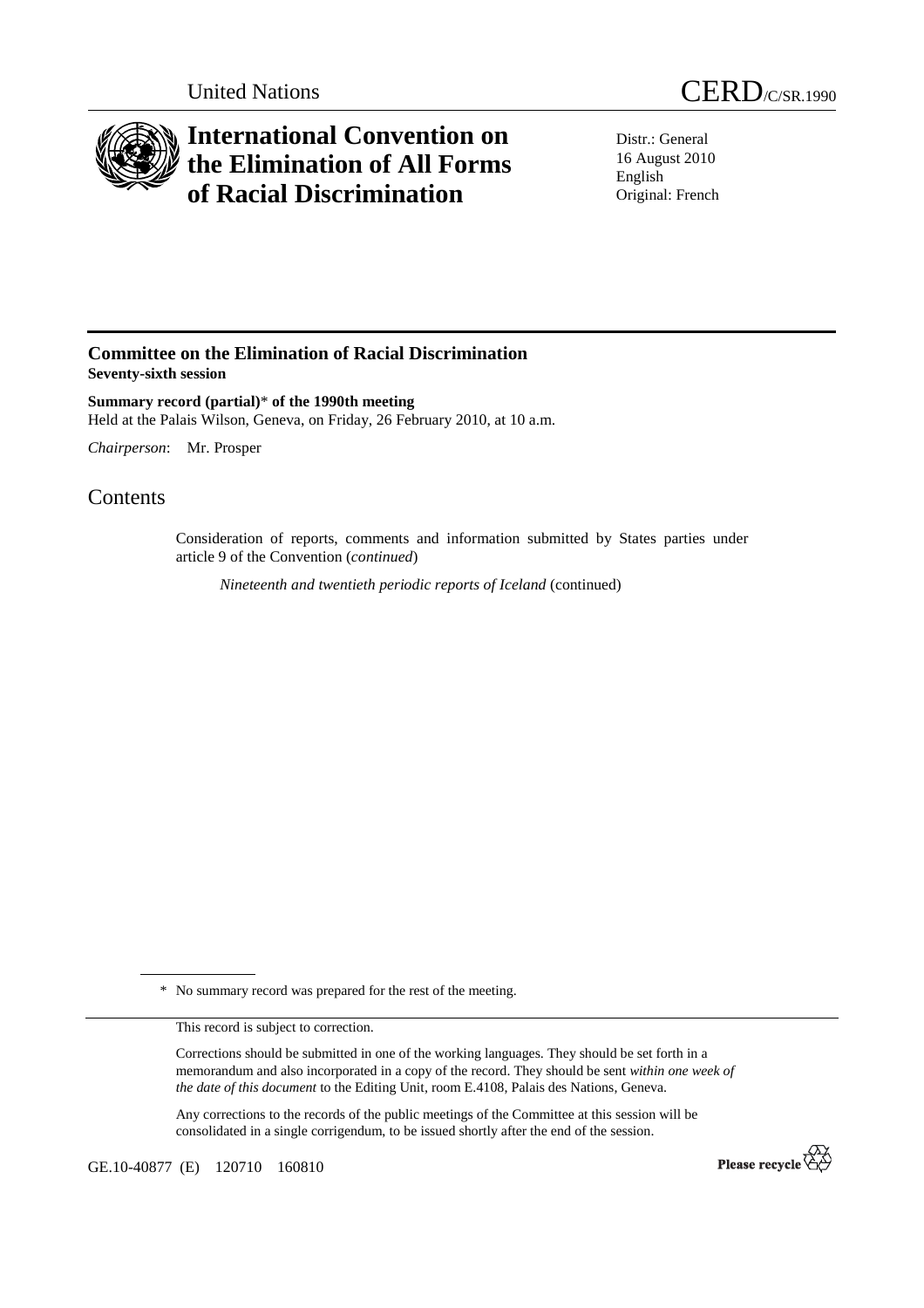United Nations

# CERD/C/SR.1990

# International Convention on the Elimination of All Forms of Racial Discrimination

Distr.: General
16 August 2010
English
Original: French

## Committee on the Elimination of Racial Discrimination

**Seventy-sixth session**

**Summary record (partial)\* of the 1990th meeting**

Held at the Palais Wilson, Geneva, on Friday, 26 February 2010, at 10 a.m.

*Chairperson*: Mr. Prosper

## Contents

Consideration of reports, comments and information submitted by States parties under article 9 of the Convention (*continued*)

*Nineteenth and twentieth periodic reports of Iceland* (continued)

\* No summary record was prepared for the rest of the meeting.

This record is subject to correction.

Corrections should be submitted in one of the working languages. They should be set forth in a memorandum and also incorporated in a copy of the record. They should be sent *within one week of the date of this document* to the Editing Unit, room E.4108, Palais des Nations, Geneva.

Any corrections to the records of the public meetings of the Committee at this session will be consolidated in a single corrigendum, to be issued shortly after the end of the session.

GE.10-40877 (E) 120710 160810

Please recycle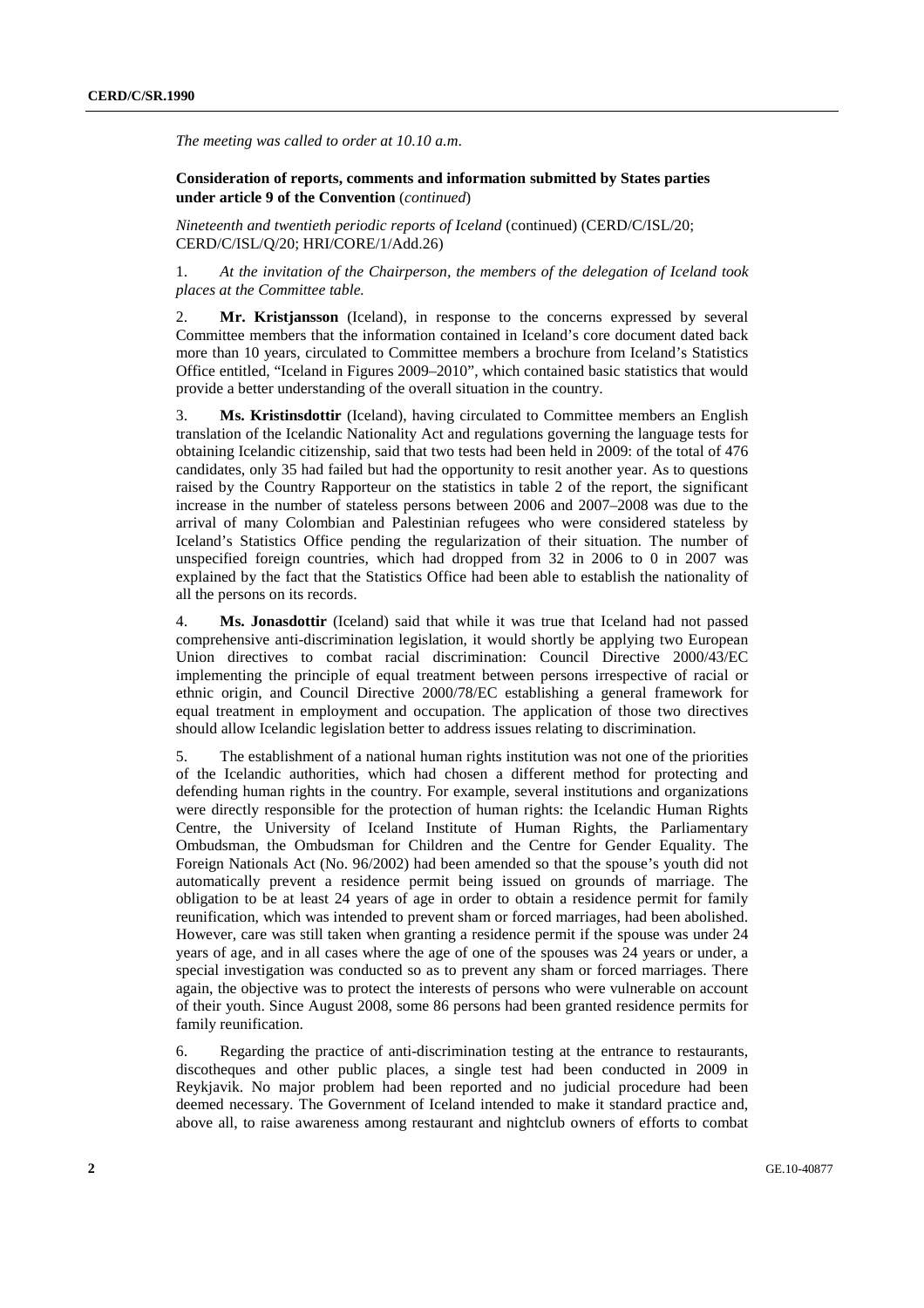*The meeting was called to order at 10.10 a.m.*

**Consideration of reports, comments and information submitted by States parties under article 9 of the Convention** (*continued*)

*Nineteenth and twentieth periodic reports of Iceland* (continued) (CERD/C/ISL/20; CERD/C/ISL/Q/20; HRI/CORE/1/Add.26)

1. *At the invitation of the Chairperson, the members of the delegation of Iceland took places at the Committee table.*

2. **Mr. Kristjansson** (Iceland), in response to the concerns expressed by several Committee members that the information contained in Iceland's core document dated back more than 10 years, circulated to Committee members a brochure from Iceland's Statistics Office entitled, "Iceland in Figures 2009–2010", which contained basic statistics that would provide a better understanding of the overall situation in the country.

3. **Ms. Kristinsdottir** (Iceland), having circulated to Committee members an English translation of the Icelandic Nationality Act and regulations governing the language tests for obtaining Icelandic citizenship, said that two tests had been held in 2009: of the total of 476 candidates, only 35 had failed but had the opportunity to resit another year. As to questions raised by the Country Rapporteur on the statistics in table 2 of the report, the significant increase in the number of stateless persons between 2006 and 2007–2008 was due to the arrival of many Colombian and Palestinian refugees who were considered stateless by Iceland's Statistics Office pending the regularization of their situation. The number of unspecified foreign countries, which had dropped from 32 in 2006 to 0 in 2007 was explained by the fact that the Statistics Office had been able to establish the nationality of all the persons on its records.

4. **Ms. Jonasdottir** (Iceland) said that while it was true that Iceland had not passed comprehensive anti-discrimination legislation, it would shortly be applying two European Union directives to combat racial discrimination: Council Directive 2000/43/EC implementing the principle of equal treatment between persons irrespective of racial or ethnic origin, and Council Directive 2000/78/EC establishing a general framework for equal treatment in employment and occupation. The application of those two directives should allow Icelandic legislation better to address issues relating to discrimination.

5. The establishment of a national human rights institution was not one of the priorities of the Icelandic authorities, which had chosen a different method for protecting and defending human rights in the country. For example, several institutions and organizations were directly responsible for the protection of human rights: the Icelandic Human Rights Centre, the University of Iceland Institute of Human Rights, the Parliamentary Ombudsman, the Ombudsman for Children and the Centre for Gender Equality. The Foreign Nationals Act (No. 96/2002) had been amended so that the spouse's youth did not automatically prevent a residence permit being issued on grounds of marriage. The obligation to be at least 24 years of age in order to obtain a residence permit for family reunification, which was intended to prevent sham or forced marriages, had been abolished. However, care was still taken when granting a residence permit if the spouse was under 24 years of age, and in all cases where the age of one of the spouses was 24 years or under, a special investigation was conducted so as to prevent any sham or forced marriages. There again, the objective was to protect the interests of persons who were vulnerable on account of their youth. Since August 2008, some 86 persons had been granted residence permits for family reunification.

6. Regarding the practice of anti-discrimination testing at the entrance to restaurants, discotheques and other public places, a single test had been conducted in 2009 in Reykjavik. No major problem had been reported and no judicial procedure had been deemed necessary. The Government of Iceland intended to make it standard practice and, above all, to raise awareness among restaurant and nightclub owners of efforts to combat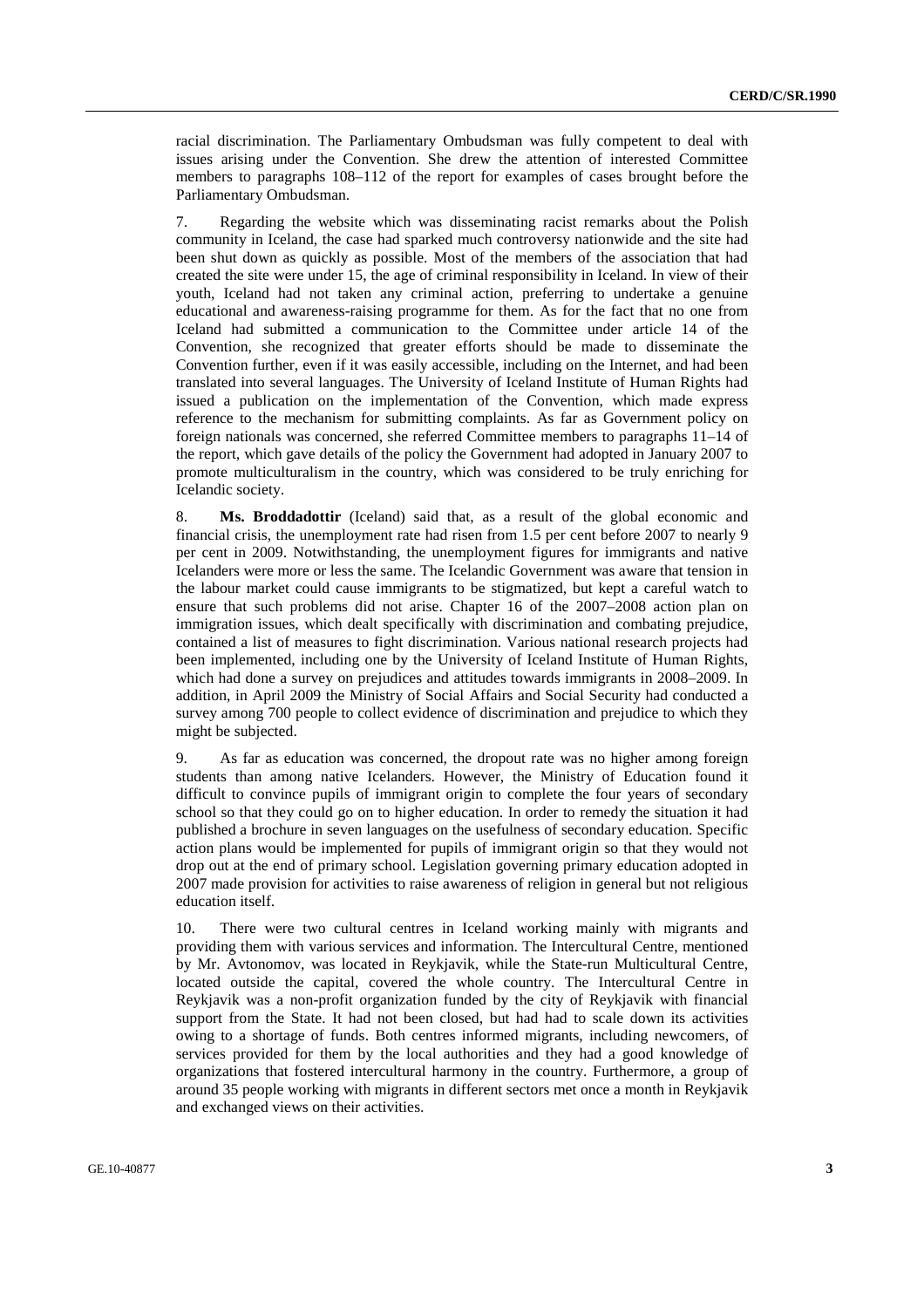racial discrimination. The Parliamentary Ombudsman was fully competent to deal with issues arising under the Convention. She drew the attention of interested Committee members to paragraphs 108–112 of the report for examples of cases brought before the Parliamentary Ombudsman.

7. Regarding the website which was disseminating racist remarks about the Polish community in Iceland, the case had sparked much controversy nationwide and the site had been shut down as quickly as possible. Most of the members of the association that had created the site were under 15, the age of criminal responsibility in Iceland. In view of their youth, Iceland had not taken any criminal action, preferring to undertake a genuine educational and awareness-raising programme for them. As for the fact that no one from Iceland had submitted a communication to the Committee under article 14 of the Convention, she recognized that greater efforts should be made to disseminate the Convention further, even if it was easily accessible, including on the Internet, and had been translated into several languages. The University of Iceland Institute of Human Rights had issued a publication on the implementation of the Convention, which made express reference to the mechanism for submitting complaints. As far as Government policy on foreign nationals was concerned, she referred Committee members to paragraphs 11–14 of the report, which gave details of the policy the Government had adopted in January 2007 to promote multiculturalism in the country, which was considered to be truly enriching for Icelandic society.

8. **Ms. Broddadottir** (Iceland) said that, as a result of the global economic and financial crisis, the unemployment rate had risen from 1.5 per cent before 2007 to nearly 9 per cent in 2009. Notwithstanding, the unemployment figures for immigrants and native Icelanders were more or less the same. The Icelandic Government was aware that tension in the labour market could cause immigrants to be stigmatized, but kept a careful watch to ensure that such problems did not arise. Chapter 16 of the 2007–2008 action plan on immigration issues, which dealt specifically with discrimination and combating prejudice, contained a list of measures to fight discrimination. Various national research projects had been implemented, including one by the University of Iceland Institute of Human Rights, which had done a survey on prejudices and attitudes towards immigrants in 2008–2009. In addition, in April 2009 the Ministry of Social Affairs and Social Security had conducted a survey among 700 people to collect evidence of discrimination and prejudice to which they might be subjected.

9. As far as education was concerned, the dropout rate was no higher among foreign students than among native Icelanders. However, the Ministry of Education found it difficult to convince pupils of immigrant origin to complete the four years of secondary school so that they could go on to higher education. In order to remedy the situation it had published a brochure in seven languages on the usefulness of secondary education. Specific action plans would be implemented for pupils of immigrant origin so that they would not drop out at the end of primary school. Legislation governing primary education adopted in 2007 made provision for activities to raise awareness of religion in general but not religious education itself.

10. There were two cultural centres in Iceland working mainly with migrants and providing them with various services and information. The Intercultural Centre, mentioned by Mr. Avtonomov, was located in Reykjavik, while the State-run Multicultural Centre, located outside the capital, covered the whole country. The Intercultural Centre in Reykjavik was a non-profit organization funded by the city of Reykjavik with financial support from the State. It had not been closed, but had had to scale down its activities owing to a shortage of funds. Both centres informed migrants, including newcomers, of services provided for them by the local authorities and they had a good knowledge of organizations that fostered intercultural harmony in the country. Furthermore, a group of around 35 people working with migrants in different sectors met once a month in Reykjavik and exchanged views on their activities.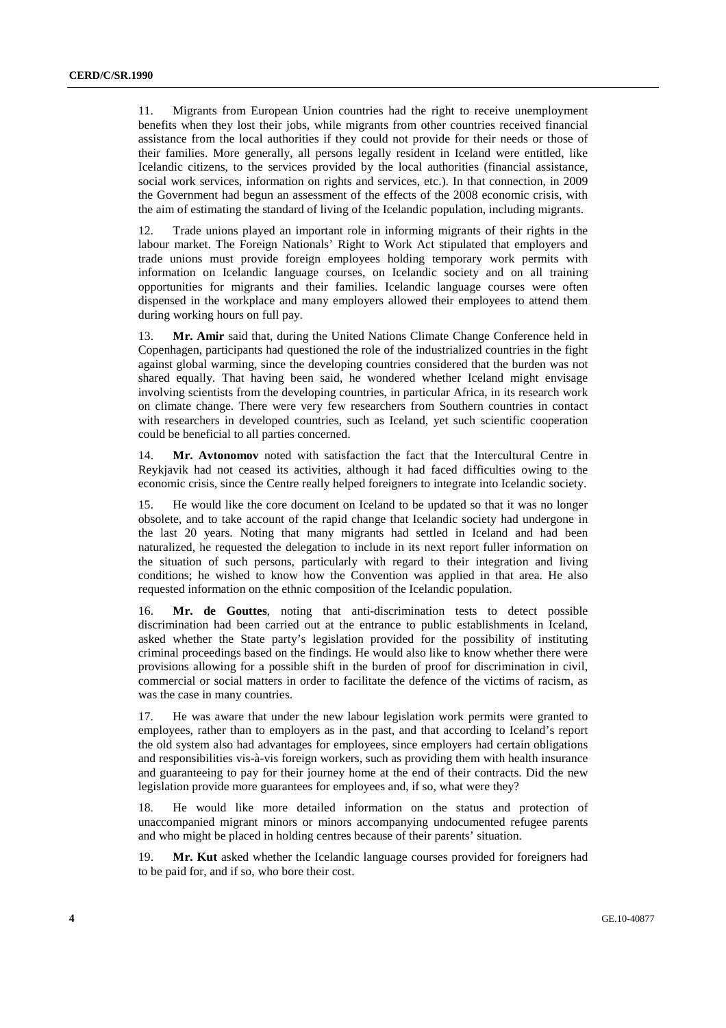11. Migrants from European Union countries had the right to receive unemployment benefits when they lost their jobs, while migrants from other countries received financial assistance from the local authorities if they could not provide for their needs or those of their families. More generally, all persons legally resident in Iceland were entitled, like Icelandic citizens, to the services provided by the local authorities (financial assistance, social work services, information on rights and services, etc.). In that connection, in 2009 the Government had begun an assessment of the effects of the 2008 economic crisis, with the aim of estimating the standard of living of the Icelandic population, including migrants.

12. Trade unions played an important role in informing migrants of their rights in the labour market. The Foreign Nationals' Right to Work Act stipulated that employers and trade unions must provide foreign employees holding temporary work permits with information on Icelandic language courses, on Icelandic society and on all training opportunities for migrants and their families. Icelandic language courses were often dispensed in the workplace and many employers allowed their employees to attend them during working hours on full pay.

13. **Mr. Amir** said that, during the United Nations Climate Change Conference held in Copenhagen, participants had questioned the role of the industrialized countries in the fight against global warming, since the developing countries considered that the burden was not shared equally. That having been said, he wondered whether Iceland might envisage involving scientists from the developing countries, in particular Africa, in its research work on climate change. There were very few researchers from Southern countries in contact with researchers in developed countries, such as Iceland, yet such scientific cooperation could be beneficial to all parties concerned.

14. **Mr. Avtonomov** noted with satisfaction the fact that the Intercultural Centre in Reykjavik had not ceased its activities, although it had faced difficulties owing to the economic crisis, since the Centre really helped foreigners to integrate into Icelandic society.

15. He would like the core document on Iceland to be updated so that it was no longer obsolete, and to take account of the rapid change that Icelandic society had undergone in the last 20 years. Noting that many migrants had settled in Iceland and had been naturalized, he requested the delegation to include in its next report fuller information on the situation of such persons, particularly with regard to their integration and living conditions; he wished to know how the Convention was applied in that area. He also requested information on the ethnic composition of the Icelandic population.

16. **Mr. de Gouttes**, noting that anti-discrimination tests to detect possible discrimination had been carried out at the entrance to public establishments in Iceland, asked whether the State party's legislation provided for the possibility of instituting criminal proceedings based on the findings. He would also like to know whether there were provisions allowing for a possible shift in the burden of proof for discrimination in civil, commercial or social matters in order to facilitate the defence of the victims of racism, as was the case in many countries.

17. He was aware that under the new labour legislation work permits were granted to employees, rather than to employers as in the past, and that according to Iceland's report the old system also had advantages for employees, since employers had certain obligations and responsibilities vis-à-vis foreign workers, such as providing them with health insurance and guaranteeing to pay for their journey home at the end of their contracts. Did the new legislation provide more guarantees for employees and, if so, what were they?

18. He would like more detailed information on the status and protection of unaccompanied migrant minors or minors accompanying undocumented refugee parents and who might be placed in holding centres because of their parents' situation.

19. **Mr. Kut** asked whether the Icelandic language courses provided for foreigners had to be paid for, and if so, who bore their cost.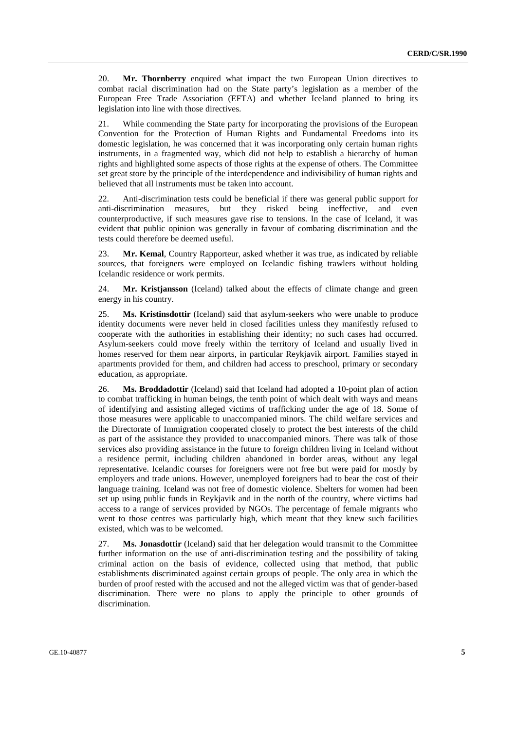20. **Mr. Thornberry** enquired what impact the two European Union directives to combat racial discrimination had on the State party's legislation as a member of the European Free Trade Association (EFTA) and whether Iceland planned to bring its legislation into line with those directives.

21. While commending the State party for incorporating the provisions of the European Convention for the Protection of Human Rights and Fundamental Freedoms into its domestic legislation, he was concerned that it was incorporating only certain human rights instruments, in a fragmented way, which did not help to establish a hierarchy of human rights and highlighted some aspects of those rights at the expense of others. The Committee set great store by the principle of the interdependence and indivisibility of human rights and believed that all instruments must be taken into account.

22. Anti-discrimination tests could be beneficial if there was general public support for anti-discrimination measures, but they risked being ineffective, and even counterproductive, if such measures gave rise to tensions. In the case of Iceland, it was evident that public opinion was generally in favour of combating discrimination and the tests could therefore be deemed useful.

23. **Mr. Kemal**, Country Rapporteur, asked whether it was true, as indicated by reliable sources, that foreigners were employed on Icelandic fishing trawlers without holding Icelandic residence or work permits.

24. **Mr. Kristjansson** (Iceland) talked about the effects of climate change and green energy in his country.

25. **Ms. Kristinsdottir** (Iceland) said that asylum-seekers who were unable to produce identity documents were never held in closed facilities unless they manifestly refused to cooperate with the authorities in establishing their identity; no such cases had occurred. Asylum-seekers could move freely within the territory of Iceland and usually lived in homes reserved for them near airports, in particular Reykjavik airport. Families stayed in apartments provided for them, and children had access to preschool, primary or secondary education, as appropriate.

26. **Ms. Broddadottir** (Iceland) said that Iceland had adopted a 10-point plan of action to combat trafficking in human beings, the tenth point of which dealt with ways and means of identifying and assisting alleged victims of trafficking under the age of 18. Some of those measures were applicable to unaccompanied minors. The child welfare services and the Directorate of Immigration cooperated closely to protect the best interests of the child as part of the assistance they provided to unaccompanied minors. There was talk of those services also providing assistance in the future to foreign children living in Iceland without a residence permit, including children abandoned in border areas, without any legal representative. Icelandic courses for foreigners were not free but were paid for mostly by employers and trade unions. However, unemployed foreigners had to bear the cost of their language training. Iceland was not free of domestic violence. Shelters for women had been set up using public funds in Reykjavik and in the north of the country, where victims had access to a range of services provided by NGOs. The percentage of female migrants who went to those centres was particularly high, which meant that they knew such facilities existed, which was to be welcomed.

27. **Ms. Jonasdottir** (Iceland) said that her delegation would transmit to the Committee further information on the use of anti-discrimination testing and the possibility of taking criminal action on the basis of evidence, collected using that method, that public establishments discriminated against certain groups of people. The only area in which the burden of proof rested with the accused and not the alleged victim was that of gender-based discrimination. There were no plans to apply the principle to other grounds of discrimination.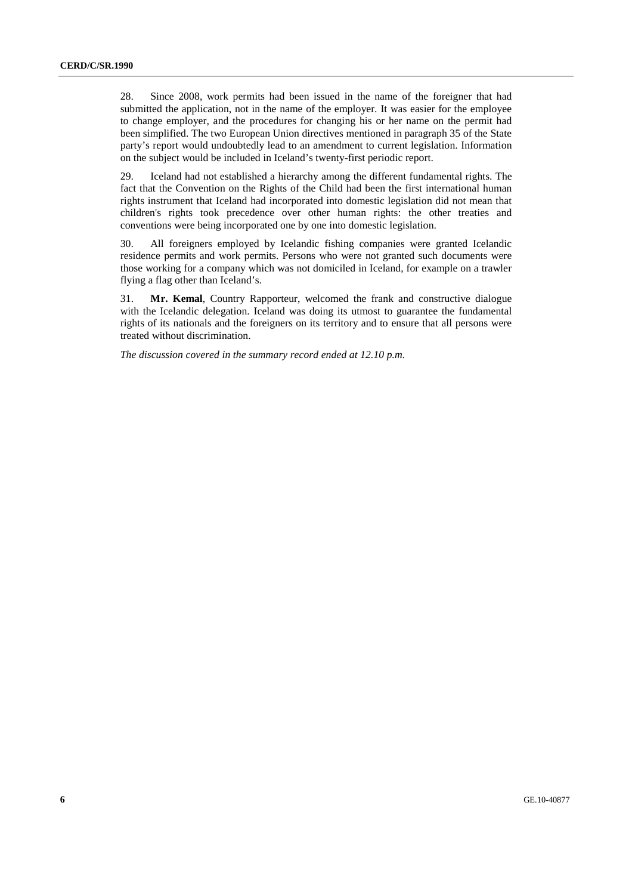28. Since 2008, work permits had been issued in the name of the foreigner that had submitted the application, not in the name of the employer. It was easier for the employee to change employer, and the procedures for changing his or her name on the permit had been simplified. The two European Union directives mentioned in paragraph 35 of the State party's report would undoubtedly lead to an amendment to current legislation. Information on the subject would be included in Iceland's twenty-first periodic report.

29. Iceland had not established a hierarchy among the different fundamental rights. The fact that the Convention on the Rights of the Child had been the first international human rights instrument that Iceland had incorporated into domestic legislation did not mean that children's rights took precedence over other human rights: the other treaties and conventions were being incorporated one by one into domestic legislation.

30. All foreigners employed by Icelandic fishing companies were granted Icelandic residence permits and work permits. Persons who were not granted such documents were those working for a company which was not domiciled in Iceland, for example on a trawler flying a flag other than Iceland's.

31. **Mr. Kemal**, Country Rapporteur, welcomed the frank and constructive dialogue with the Icelandic delegation. Iceland was doing its utmost to guarantee the fundamental rights of its nationals and the foreigners on its territory and to ensure that all persons were treated without discrimination.

*The discussion covered in the summary record ended at 12.10 p.m.*